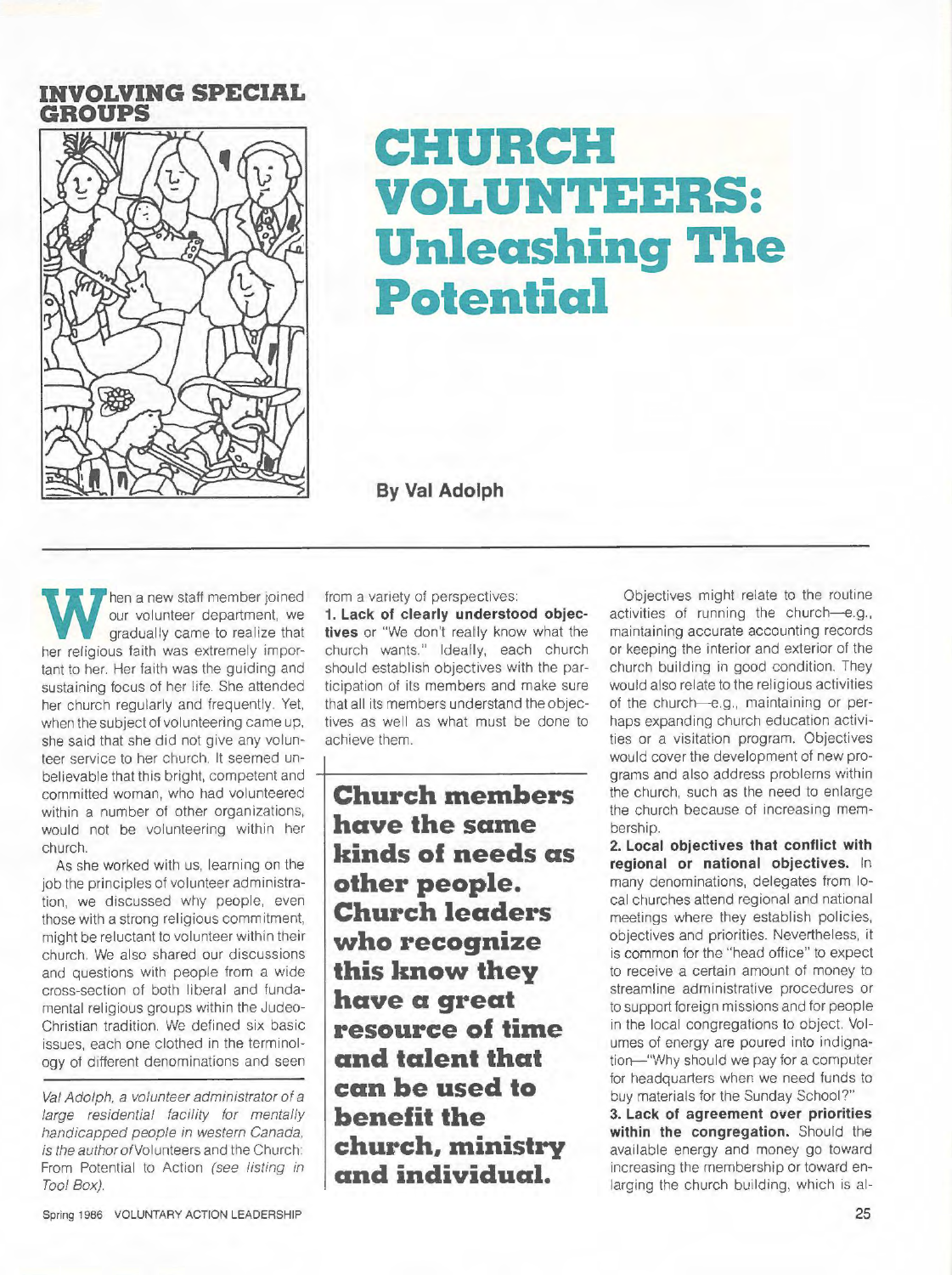INVOLVING SPECIAL GROUPS

# CHURCH VOLUNTEERS: Unleashing The Potential

**By Val Adolph**

When a new staff member joined our volunteer department, we gradually came to realize that her religious faith was extremely important to her. Her faith was the guiding and sustaining focus of her life. She attended her church regularly and frequently. Yet, when the subject of volunteering came up, she said that she did not give any volunteer service to her church. It seemed unbelievable that this bright, competent and committed woman, who had volunteered within a number of other organizations, would not be volunteering within her church.

As she worked with us, learning on the job the principles of volunteer administration, we discussed why people, even those with a strong religious commitment, might be reluctant to volunteer within their church. We also shared our discussions and questions with people from a wide cross-section of both liberal and fundamental religious groups within the Judeo-Christian tradition. We defined six basic issues, each one clothed in the terminology of different denominations and seen from a variety of perspectives:

*Val Adolph, a volunteer administrator of a large residential facility for mentally handicapped people in western Canada, is the author of* Volunteers and the Church: From Potential to Action *(see listing in Tool Box).*

**1. Lack of clearly understood objectives** or "We don't really know what the church wants." Ideally, each church should establish objectives with the participation of its members and make sure that all its members understand the objectives as well as what must be done to achieve them.

> **Church members have the same kinds of needs as other people. Church leaders who recognize this know they have a great resource of time and talent that can be used to benefit the church, ministry and individual.**

Objectives might relate to the routine activities of running the church—e.g., maintaining accurate accounting records or keeping the interior and exterior of the church building in good condition. They would also relate to the religious activities of the church—e.g., maintaining or perhaps expanding church education activities or a visitation program. Objectives would cover the development of new programs and also address problems within the church, such as the need to enlarge the church because of increasing membership.

**2. Local objectives that conflict with regional or national objectives.** In many denominations, delegates from local churches attend regional and national meetings where they establish policies, objectives and priorities. Nevertheless, it is common for the "head office" to expect to receive a certain amount of money to streamline administrative procedures or to support foreign missions and for people in the local congregations to object. Volumes of energy are poured into indignation—"Why should we pay for a computer for headquarters when we need funds to buy materials for the Sunday School?"

**3. Lack of agreement over priorities within the congregation.** Should the available energy and money go toward increasing the membership or toward enlarging the church building, which is al-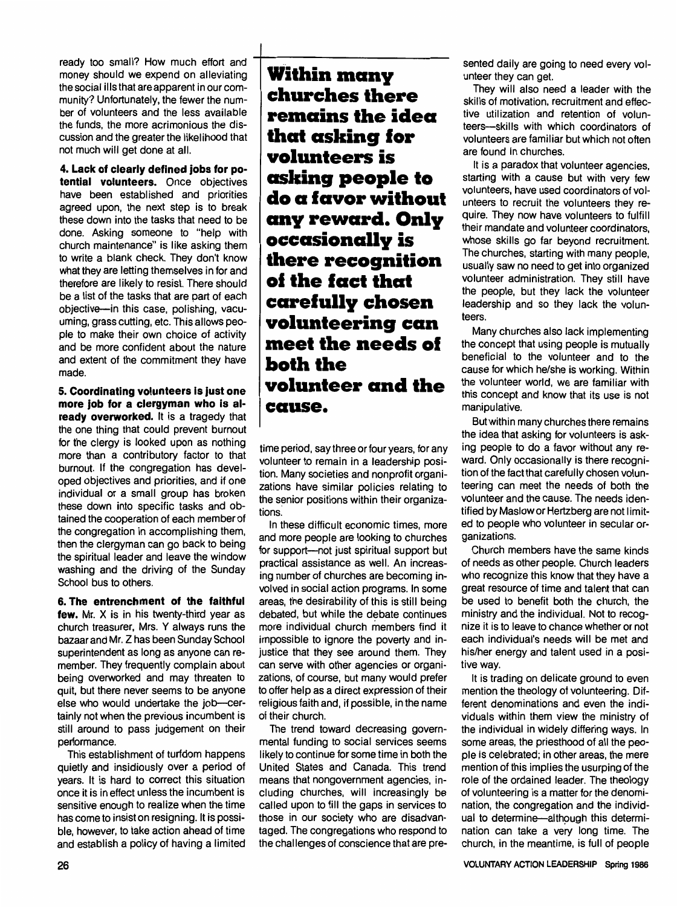ready too small? How much effort and money should we expend on alleviating the social ills that are apparent in our community? Unfortunately, the fewer the number of volunteers and the less available the funds, the more acrimonious the discussion and the greater the likelihood that not much will get done at all.

**4. Lack of clearly defined jobs for potential volunteers.** Once objectives have been established and priorities agreed upon, the next step is to break these down into the tasks that need to be done. Asking someone to "help with church maintenance" is like asking them to write a blank check. They don't know what they are letting themselves in for and therefore are likely to resist. There should be a list of the tasks that are part of each objective—in this case, polishing, vacuuming, grass cutting, etc. This allows people to make their own choice of activity and be more confident about the nature and extent of the commitment they have made.

**5. Coordinating volunteers is just one more job for a clergyman who is already overworked.** It is a tragedy that the one thing that could prevent burnout for the clergy is looked upon as nothing more than a contributory factor to that burnout. If the congregation has developed objectives and priorities, and if one individual or a small group has broken these down into specific tasks and obtained the cooperation of each member of the congregation in accomplishing them, then the clergyman can go back to being the spiritual leader and leave the window washing and the driving of the Sunday School bus to others.

**6. The entrenchment of the faithful few.** Mr. X is in his twenty-third year as church treasurer, Mrs. Y always runs the bazaar and Mr. Z has been Sunday School superintendent as long as anyone can remember. They frequently complain about being overworked and may threaten to quit, but there never seems to be anyone else who would undertake the job—certainly not when the previous incumbent is still around to pass judgement on their performance.

This establishment of turfdom happens quietly and insidiously over a period of years. It is hard to correct this situation once it is in effect unless the incumbent is sensitive enough to realize when the time has come to insist on resigning. It is possible, however, to take action ahead of time and establish a policy of having a limited time period, say three or four years, for any volunteer to remain in a leadership position. Many societies and nonprofit organizations have similar policies relating to the senior positions within their organizations.

**Within many churches there remains the idea that asking for volunteers is asking people to do a favor without any reward. Only occasionally is there recognition of the fact that carefully chosen volunteering can meet the needs of both the volunteer and the cause.**

In these difficult economic times, more and more people are looking to churches for support—not just spiritual support but practical assistance as well. An increasing number of churches are becoming involved in social action programs. In some areas, the desirability of this is still being debated, but while the debate continues more individual church members find it impossible to ignore the poverty and injustice that they see around them. They can serve with other agencies or organizations, of course, but many would prefer to offer help as a direct expression of their religious faith and, if possible, in the name of their church.

The trend toward decreasing governmental funding to social services seems likely to continue for some time in both the United States and Canada. This trend means that nongovernment agencies, including churches, will increasingly be called upon to fill the gaps in services to those in our society who are disadvantaged. The congregations who respond to the challenges of conscience that are presented daily are going to need every volunteer they can get.

They will also need a leader with the skills of motivation, recruitment and effective utilization and retention of volunteers—skills with which coordinators of volunteers are familiar but which not often are found in churches.

It is a paradox that volunteer agencies, starting with a cause but with very few volunteers, have used coordinators of volunteers to recruit the volunteers they require. They now have volunteers to fulfill their mandate and volunteer coordinators, whose skills go far beyond recruitment. The churches, starting with many people, usually saw no need to get into organized volunteer administration. They still have the people, but they lack the volunteer leadership and so they lack the volunteers.

Many churches also lack implementing the concept that using people is mutually beneficial to the volunteer and to the cause for which he/she is working. Within the volunteer world, we are familiar with this concept and know that its use is not manipulative.

But within many churches there remains the idea that asking for volunteers is asking people to do a favor without any reward. Only occasionally is there recognition of the fact that carefully chosen volunteering can meet the needs of both the volunteer and the cause. The needs identified by Maslow or Hertzberg are not limited to people who volunteer in secular organizations.

Church members have the same kinds of needs as other people. Church leaders who recognize this know that they have a great resource of time and talent that can be used to benefit both the church, the ministry and the individual. Not to recognize it is to leave to chance whether or not each individual's needs will be met and his/her energy and talent used in a positive way.

It is trading on delicate ground to even mention the theology of volunteering. Different denominations and even the individuals within them view the ministry of the individual in widely differing ways. In some areas, the priesthood of all the people is celebrated; in other areas, the mere mention of this implies the usurping of the role of the ordained leader. The theology of volunteering is a matter for the denomination, the congregation and the individual to determine—although this determination can take a very long time. The church, in the meantime, is full of people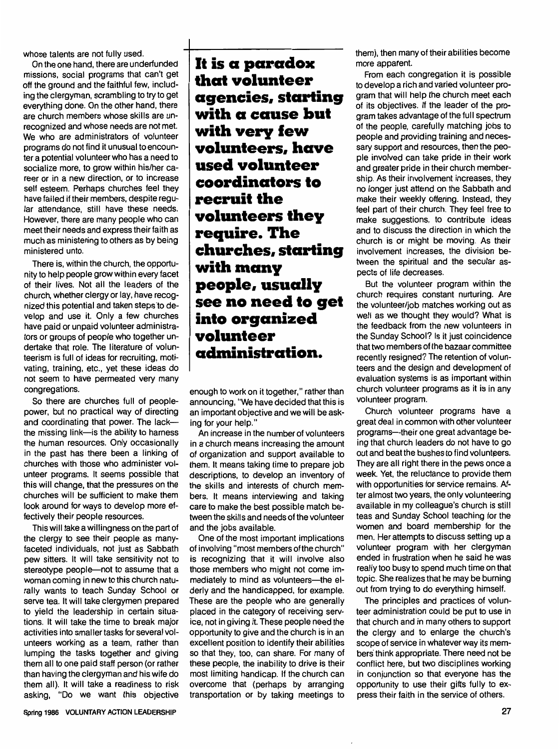whose talents are not fully used.

On the one hand, there are underfunded missions, social programs that can't get off the ground and the faithful few, including the clergyman, scrambling to try to get everything done. On the other hand, there are church members whose skills are unrecognized and whose needs are not met. We who are administrators of volunteer programs do not find it unusual to encounter a potential volunteer who has a need to socialize more, to grow within his/her career or in a new direction, or to increase self esteem. Perhaps churches feel they have failed if their members, despite regular attendance, still have these needs. However, there are many people who can meet their needs and express their faith as much as ministering to others as by being ministered unto.

There is, within the church, the opportunity to help people grow within every facet of their lives. Not all the leaders of the church, whether clergy or lay, have recognized this potential and taken steps to develop and use it. Only a few churches have paid or unpaid volunteer administrators or groups of people who together undertake that role. The literature of volunteerism is full of ideas for recruiting, motivating, training, etc., yet these ideas do not seem to have permeated very many congregations.

So there are churches full of peoplepower, but no practical way of directing and coordinating that power. The lack—the missing link—is the ability to harness the human resources. Only occasionally in the past has there been a linking of churches with those who administer volunteer programs. It seems possible that this will change, that the pressures on the churches will be sufficient to make them look around for ways to develop more effectively their people resources.

This will take a willingness on the part of the clergy to see their people as many-faceted individuals, not just as Sabbath pew sitters. It will take sensitivity not to stereotype people—not to assume that a woman coming in new to this church naturally wants to teach Sunday School or serve tea. It will take clergymen prepared to yield the leadership in certain situations. It will take the time to break major activities into smaller tasks for several volunteers working as a team, rather than lumping the tasks together and giving them all to one paid staff person (or rather than having the clergyman and his wife do them all). It will take a readiness to risk asking, "Do we want this objective enough to work on it together," rather than announcing, "We have decided that this is an important objective and we will be asking for your help."

**It is a paradox that volunteer agencies, starting with a cause but with very few volunteers, have used volunteer coordinators to recruit the volunteers they require. The churches, starting with many people, usually see no need to get into organized volunteer administration.**

An increase in the number of volunteers in a church means increasing the amount of organization and support available to them. It means taking time to prepare job descriptions, to develop an inventory of the skills and interests of church members. It means interviewing and taking care to make the best possible match between the skills and needs of the volunteer and the jobs available.

One of the most important implications of involving "most members of the church" is recognizing that it will involve also those members who might not come immediately to mind as volunteers—the elderly and the handicapped, for example. These are the people who are generally placed in the category of receiving service, not in giving it. These people need the opportunity to give and the church is in an excellent position to identify their abilities so that they, too, can share. For many of these people, the inability to drive is their most limiting handicap. If the church can overcome that (perhaps by arranging transportation or by taking meetings to them), then many of their abilities become more apparent.

From each congregation it is possible to develop a rich and varied volunteer program that will help the church meet each of its objectives. If the leader of the program takes advantage of the full spectrum of the people, carefully matching jobs to people and providing training and necessary support and resources, then the people involved can take pride in their work and greater pride in their church membership. As their involvement increases, they no longer just attend on the Sabbath and make their weekly offering. Instead, they feel part of their church. They feel free to make suggestions, to contribute ideas and to discuss the direction in which the church is or might be moving. As their involvement increases, the division between the spiritual and the secular aspects of life decreases.

But the volunteer program within the church requires constant nurturing. Are the volunteer/job matches working out as well as we thought they would? What is the feedback from the new volunteers in the Sunday School? Is it just coincidence that two members of the bazaar committee recently resigned? The retention of volunteers and the design and development of evaluation systems is as important within church volunteer programs as it is in any volunteer program.

Church volunteer programs have a great deal in common with other volunteer programs—their one great advantage being that church leaders do not have to go out and beat the bushes to find volunteers. They are all right there in the pews once a week. Yet, the reluctance to provide them with opportunities for service remains. After almost two years, the only volunteering available in my colleague's church is still teas and Sunday School teaching for the women and board membership for the men. Her attempts to discuss setting up a volunteer program with her clergyman ended in frustration when he said he was really too busy to spend much time on that topic. She realizes that he may be burning out from trying to do everything himself.

The principles and practices of volunteer administration could be put to use in that church and in many others to support the clergy and to enlarge the church's scope of service in whatever way its members think appropriate. There need not be conflict here, but two disciplines working in conjunction so that everyone has the opportunity to use their gifts fully to express their faith in the service of others.